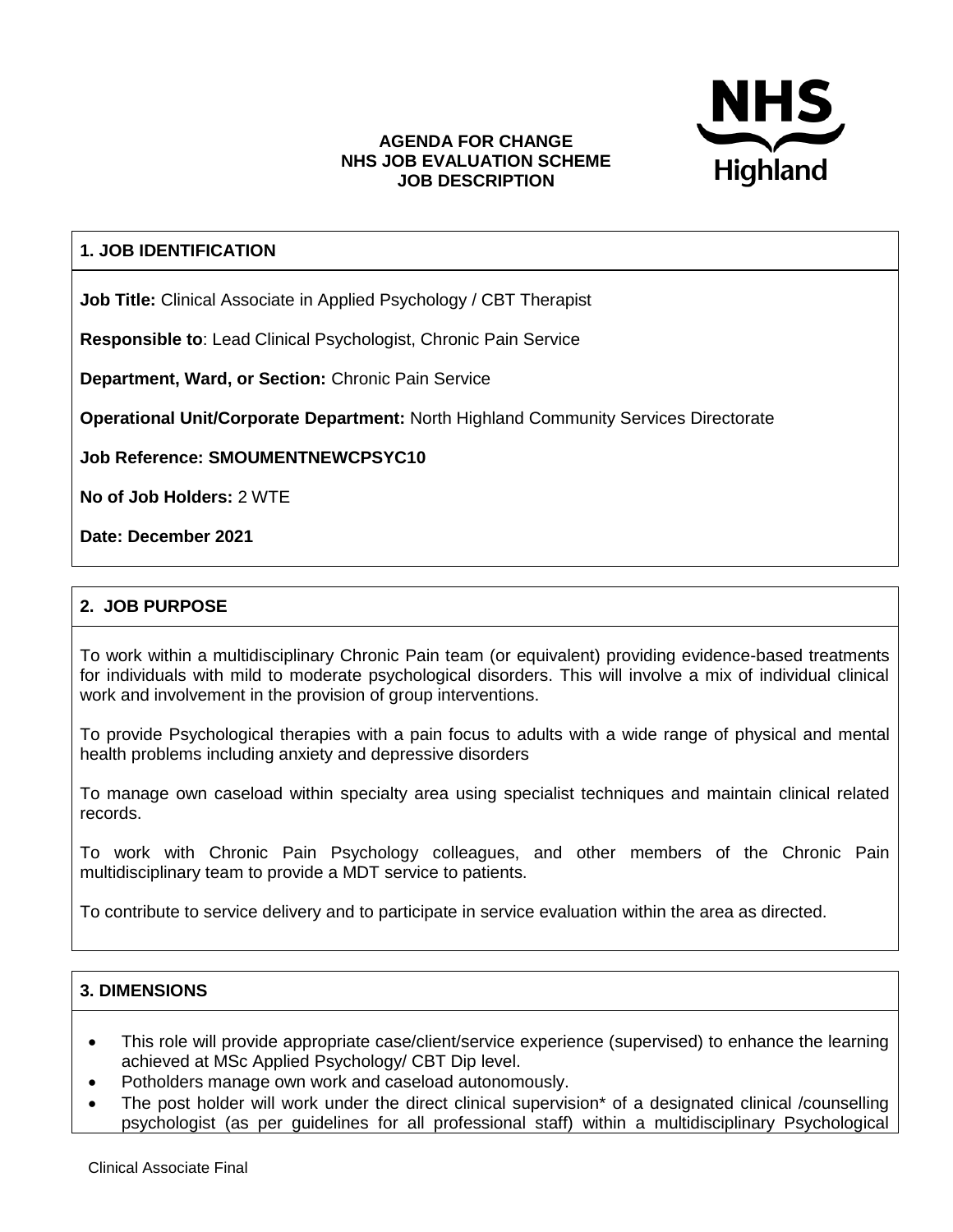**AGENDA FOR CHANGE**
**NHS JOB EVALUATION SCHEME**
**JOB DESCRIPTION**

NHS Highland

## 1. JOB IDENTIFICATION

**Job Title:** Clinical Associate in Applied Psychology / CBT Therapist

**Responsible to**: Lead Clinical Psychologist, Chronic Pain Service

**Department, Ward, or Section:** Chronic Pain Service

**Operational Unit/Corporate Department:** North Highland Community Services Directorate

**Job Reference: SMOUMENTNEWCPSYC10**

**No of Job Holders:** 2 WTE

**Date: December 2021**

## 2. JOB PURPOSE

To work within a multidisciplinary Chronic Pain team (or equivalent) providing evidence-based treatments for individuals with mild to moderate psychological disorders. This will involve a mix of individual clinical work and involvement in the provision of group interventions.

To provide Psychological therapies with a pain focus to adults with a wide range of physical and mental health problems including anxiety and depressive disorders

To manage own caseload within specialty area using specialist techniques and maintain clinical related records.

To work with Chronic Pain Psychology colleagues, and other members of the Chronic Pain multidisciplinary team to provide a MDT service to patients.

To contribute to service delivery and to participate in service evaluation within the area as directed.

## 3. DIMENSIONS

- This role will provide appropriate case/client/service experience (supervised) to enhance the learning achieved at MSc Applied Psychology/ CBT Dip level.
- Potholders manage own work and caseload autonomously.
- The post holder will work under the direct clinical supervision* of a designated clinical /counselling psychologist (as per guidelines for all professional staff) within a multidisciplinary Psychological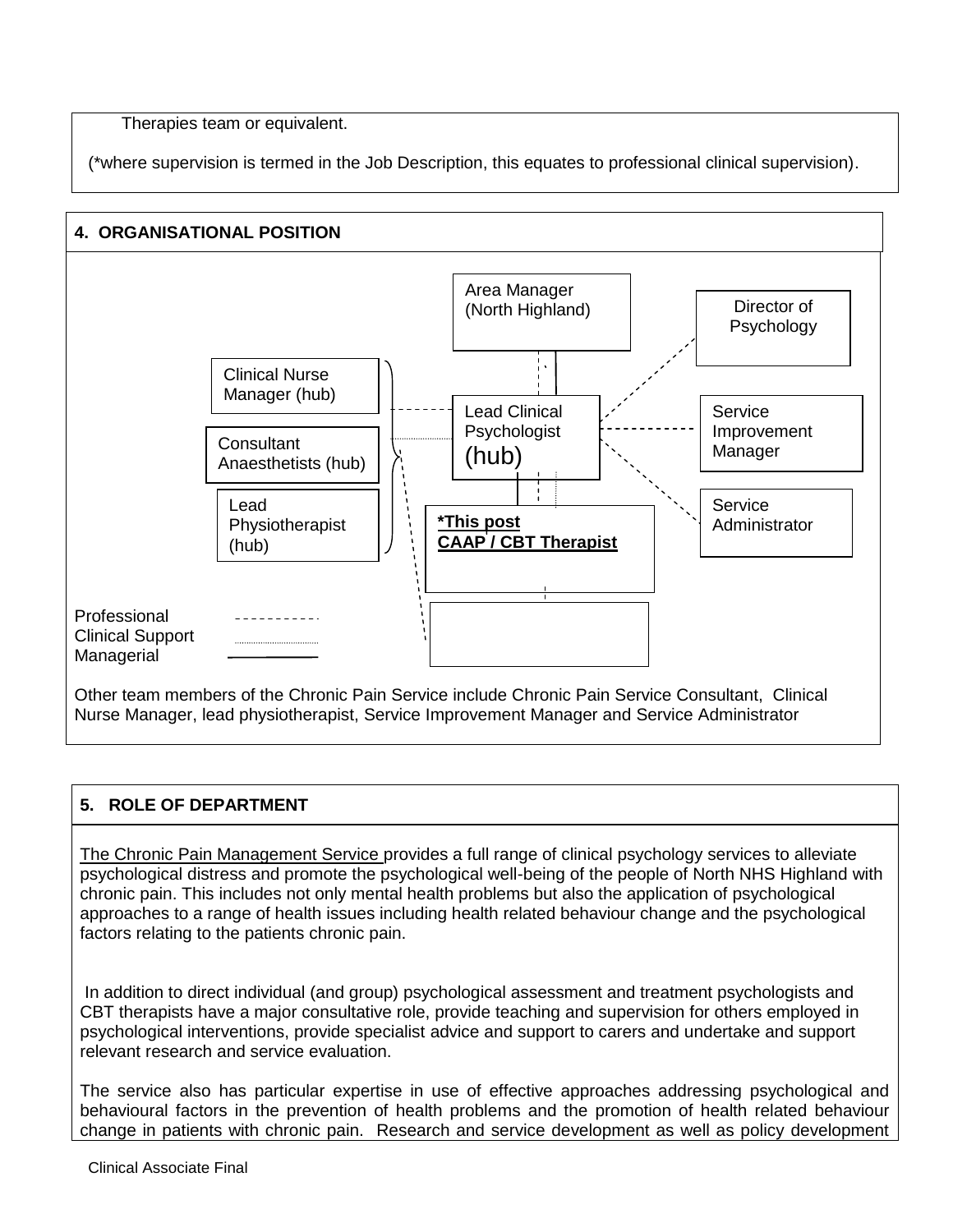Therapies team or equivalent.

(*where supervision is termed in the Job Description, this equates to professional clinical supervision).

## 4. ORGANISATIONAL POSITION

Area Manager (North Highland)

Director of Psychology

Clinical Nurse Manager (hub)

Consultant Anaesthetists (hub)

Lead Physiotherapist (hub)

Lead Clinical Psychologist (hub)

Service Improvement Manager

Service Administrator

**<u>*This post</u>**
**<u>CAAP / CBT Therapist</u>**

Professional - - - - - - - - -
Clinical Support ..................
Managerial ————

Other team members of the Chronic Pain Service include Chronic Pain Service Consultant, Clinical Nurse Manager, lead physiotherapist, Service Improvement Manager and Service Administrator

## 5. ROLE OF DEPARTMENT

<u>The Chronic Pain Management Service</u> provides a full range of clinical psychology services to alleviate psychological distress and promote the psychological well-being of the people of North NHS Highland with chronic pain. This includes not only mental health problems but also the application of psychological approaches to a range of health issues including health related behaviour change and the psychological factors relating to the patients chronic pain.

In addition to direct individual (and group) psychological assessment and treatment psychologists and CBT therapists have a major consultative role, provide teaching and supervision for others employed in psychological interventions, provide specialist advice and support to carers and undertake and support relevant research and service evaluation.

The service also has particular expertise in use of effective approaches addressing psychological and behavioural factors in the prevention of health problems and the promotion of health related behaviour change in patients with chronic pain. Research and service development as well as policy development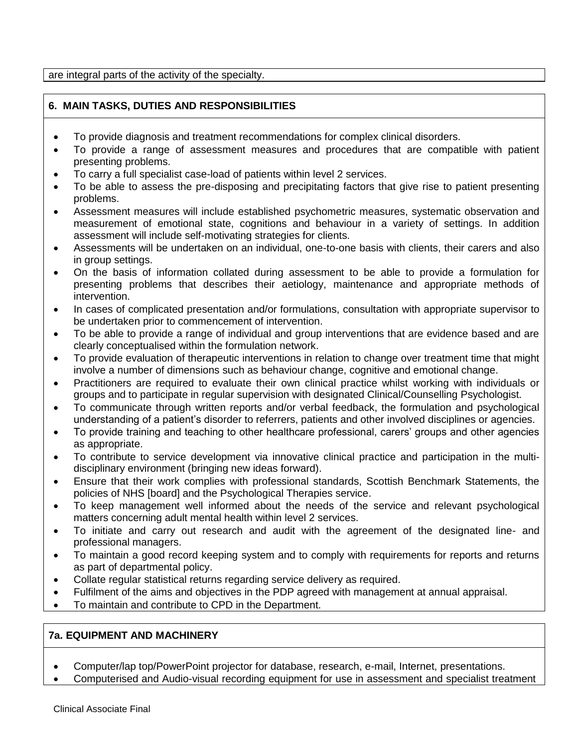are integral parts of the activity of the specialty.

## 6. MAIN TASKS, DUTIES AND RESPONSIBILITIES

- To provide diagnosis and treatment recommendations for complex clinical disorders.
- To provide a range of assessment measures and procedures that are compatible with patient presenting problems.
- To carry a full specialist case-load of patients within level 2 services.
- To be able to assess the pre-disposing and precipitating factors that give rise to patient presenting problems.
- Assessment measures will include established psychometric measures, systematic observation and measurement of emotional state, cognitions and behaviour in a variety of settings. In addition assessment will include self-motivating strategies for clients.
- Assessments will be undertaken on an individual, one-to-one basis with clients, their carers and also in group settings.
- On the basis of information collated during assessment to be able to provide a formulation for presenting problems that describes their aetiology, maintenance and appropriate methods of intervention.
- In cases of complicated presentation and/or formulations, consultation with appropriate supervisor to be undertaken prior to commencement of intervention.
- To be able to provide a range of individual and group interventions that are evidence based and are clearly conceptualised within the formulation network.
- To provide evaluation of therapeutic interventions in relation to change over treatment time that might involve a number of dimensions such as behaviour change, cognitive and emotional change.
- Practitioners are required to evaluate their own clinical practice whilst working with individuals or groups and to participate in regular supervision with designated Clinical/Counselling Psychologist.
- To communicate through written reports and/or verbal feedback, the formulation and psychological understanding of a patient's disorder to referrers, patients and other involved disciplines or agencies.
- To provide training and teaching to other healthcare professional, carers' groups and other agencies as appropriate.
- To contribute to service development via innovative clinical practice and participation in the multi-disciplinary environment (bringing new ideas forward).
- Ensure that their work complies with professional standards, Scottish Benchmark Statements, the policies of NHS [board] and the Psychological Therapies service.
- To keep management well informed about the needs of the service and relevant psychological matters concerning adult mental health within level 2 services.
- To initiate and carry out research and audit with the agreement of the designated line- and professional managers.
- To maintain a good record keeping system and to comply with requirements for reports and returns as part of departmental policy.
- Collate regular statistical returns regarding service delivery as required.
- Fulfilment of the aims and objectives in the PDP agreed with management at annual appraisal.
- To maintain and contribute to CPD in the Department.

## 7a. EQUIPMENT AND MACHINERY

- Computer/lap top/PowerPoint projector for database, research, e-mail, Internet, presentations.
- Computerised and Audio-visual recording equipment for use in assessment and specialist treatment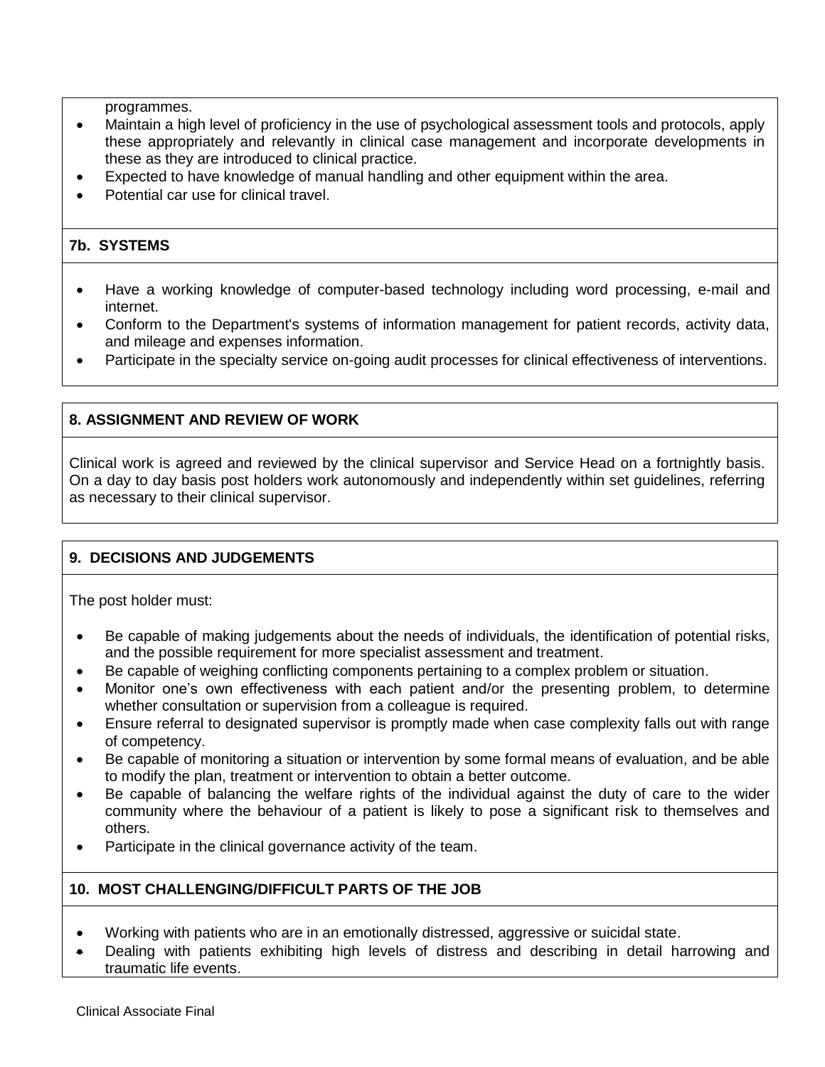programmes.

- Maintain a high level of proficiency in the use of psychological assessment tools and protocols, apply these appropriately and relevantly in clinical case management and incorporate developments in these as they are introduced to clinical practice.
- Expected to have knowledge of manual handling and other equipment within the area.
- Potential car use for clinical travel.

## 7b. SYSTEMS

- Have a working knowledge of computer-based technology including word processing, e-mail and internet.
- Conform to the Department's systems of information management for patient records, activity data, and mileage and expenses information.
- Participate in the specialty service on-going audit processes for clinical effectiveness of interventions.

## 8. ASSIGNMENT AND REVIEW OF WORK

Clinical work is agreed and reviewed by the clinical supervisor and Service Head on a fortnightly basis. On a day to day basis post holders work autonomously and independently within set guidelines, referring as necessary to their clinical supervisor.

## 9. DECISIONS AND JUDGEMENTS

The post holder must:

- Be capable of making judgements about the needs of individuals, the identification of potential risks, and the possible requirement for more specialist assessment and treatment.
- Be capable of weighing conflicting components pertaining to a complex problem or situation.
- Monitor one's own effectiveness with each patient and/or the presenting problem, to determine whether consultation or supervision from a colleague is required.
- Ensure referral to designated supervisor is promptly made when case complexity falls out with range of competency.
- Be capable of monitoring a situation or intervention by some formal means of evaluation, and be able to modify the plan, treatment or intervention to obtain a better outcome.
- Be capable of balancing the welfare rights of the individual against the duty of care to the wider community where the behaviour of a patient is likely to pose a significant risk to themselves and others.
- Participate in the clinical governance activity of the team.

## 10. MOST CHALLENGING/DIFFICULT PARTS OF THE JOB

- Working with patients who are in an emotionally distressed, aggressive or suicidal state.
- Dealing with patients exhibiting high levels of distress and describing in detail harrowing and traumatic life events.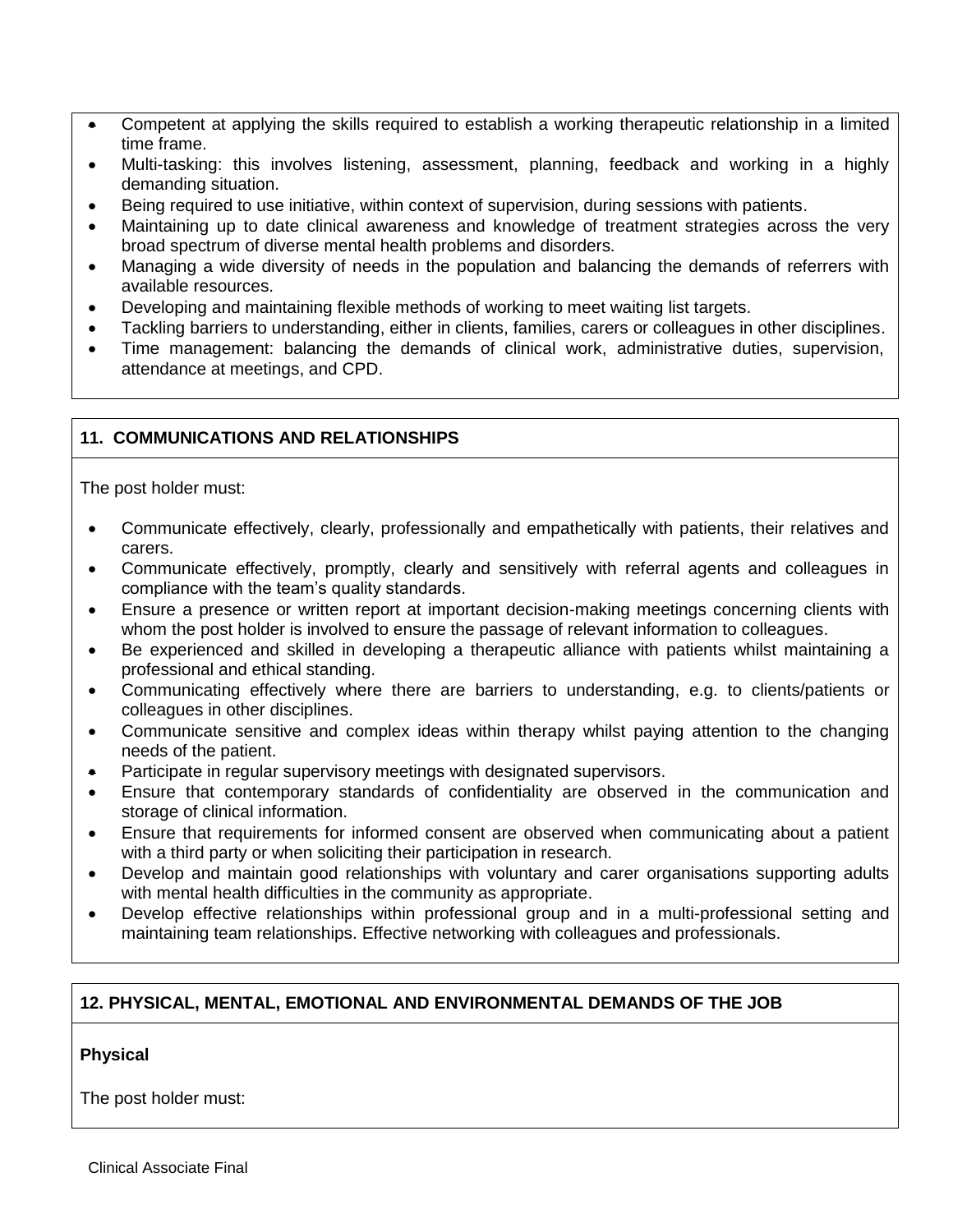- Competent at applying the skills required to establish a working therapeutic relationship in a limited time frame.
- Multi-tasking: this involves listening, assessment, planning, feedback and working in a highly demanding situation.
- Being required to use initiative, within context of supervision, during sessions with patients.
- Maintaining up to date clinical awareness and knowledge of treatment strategies across the very broad spectrum of diverse mental health problems and disorders.
- Managing a wide diversity of needs in the population and balancing the demands of referrers with available resources.
- Developing and maintaining flexible methods of working to meet waiting list targets.
- Tackling barriers to understanding, either in clients, families, carers or colleagues in other disciplines.
- Time management: balancing the demands of clinical work, administrative duties, supervision, attendance at meetings, and CPD.

## 11. COMMUNICATIONS AND RELATIONSHIPS

The post holder must:

- Communicate effectively, clearly, professionally and empathetically with patients, their relatives and carers.
- Communicate effectively, promptly, clearly and sensitively with referral agents and colleagues in compliance with the team's quality standards.
- Ensure a presence or written report at important decision-making meetings concerning clients with whom the post holder is involved to ensure the passage of relevant information to colleagues.
- Be experienced and skilled in developing a therapeutic alliance with patients whilst maintaining a professional and ethical standing.
- Communicating effectively where there are barriers to understanding, e.g. to clients/patients or colleagues in other disciplines.
- Communicate sensitive and complex ideas within therapy whilst paying attention to the changing needs of the patient.
- Participate in regular supervisory meetings with designated supervisors.
- Ensure that contemporary standards of confidentiality are observed in the communication and storage of clinical information.
- Ensure that requirements for informed consent are observed when communicating about a patient with a third party or when soliciting their participation in research.
- Develop and maintain good relationships with voluntary and carer organisations supporting adults with mental health difficulties in the community as appropriate.
- Develop effective relationships within professional group and in a multi-professional setting and maintaining team relationships. Effective networking with colleagues and professionals.

## 12. PHYSICAL, MENTAL, EMOTIONAL AND ENVIRONMENTAL DEMANDS OF THE JOB

**Physical**

The post holder must: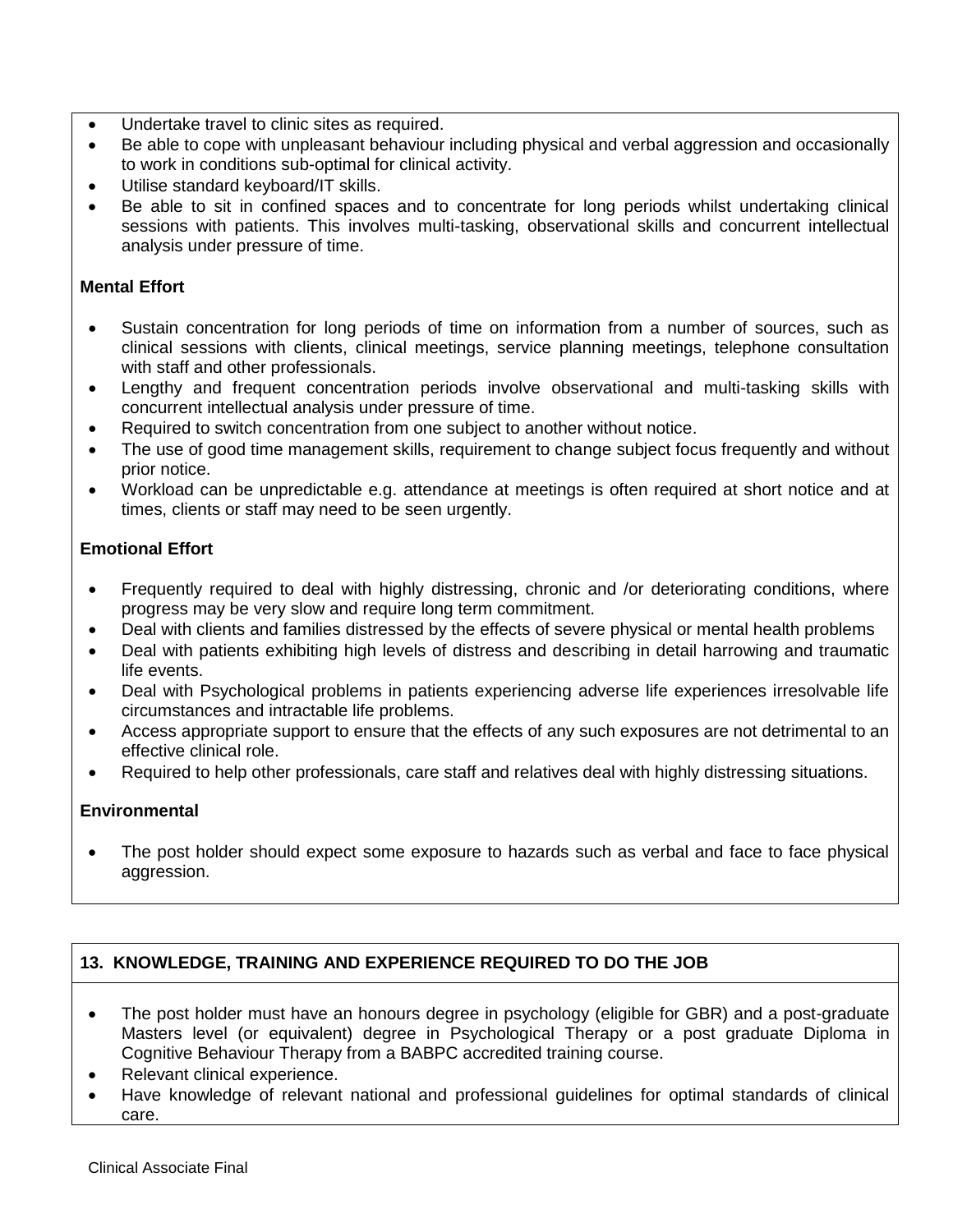- Undertake travel to clinic sites as required.
- Be able to cope with unpleasant behaviour including physical and verbal aggression and occasionally to work in conditions sub-optimal for clinical activity.
- Utilise standard keyboard/IT skills.
- Be able to sit in confined spaces and to concentrate for long periods whilst undertaking clinical sessions with patients. This involves multi-tasking, observational skills and concurrent intellectual analysis under pressure of time.

**Mental Effort**

- Sustain concentration for long periods of time on information from a number of sources, such as clinical sessions with clients, clinical meetings, service planning meetings, telephone consultation with staff and other professionals.
- Lengthy and frequent concentration periods involve observational and multi-tasking skills with concurrent intellectual analysis under pressure of time.
- Required to switch concentration from one subject to another without notice.
- The use of good time management skills, requirement to change subject focus frequently and without prior notice.
- Workload can be unpredictable e.g. attendance at meetings is often required at short notice and at times, clients or staff may need to be seen urgently.

**Emotional Effort**

- Frequently required to deal with highly distressing, chronic and /or deteriorating conditions, where progress may be very slow and require long term commitment.
- Deal with clients and families distressed by the effects of severe physical or mental health problems
- Deal with patients exhibiting high levels of distress and describing in detail harrowing and traumatic life events.
- Deal with Psychological problems in patients experiencing adverse life experiences irresolvable life circumstances and intractable life problems.
- Access appropriate support to ensure that the effects of any such exposures are not detrimental to an effective clinical role.
- Required to help other professionals, care staff and relatives deal with highly distressing situations.

**Environmental**

- The post holder should expect some exposure to hazards such as verbal and face to face physical aggression.

## 13. KNOWLEDGE, TRAINING AND EXPERIENCE REQUIRED TO DO THE JOB

- The post holder must have an honours degree in psychology (eligible for GBR) and a post-graduate Masters level (or equivalent) degree in Psychological Therapy or a post graduate Diploma in Cognitive Behaviour Therapy from a BABPC accredited training course.
- Relevant clinical experience.
- Have knowledge of relevant national and professional guidelines for optimal standards of clinical care.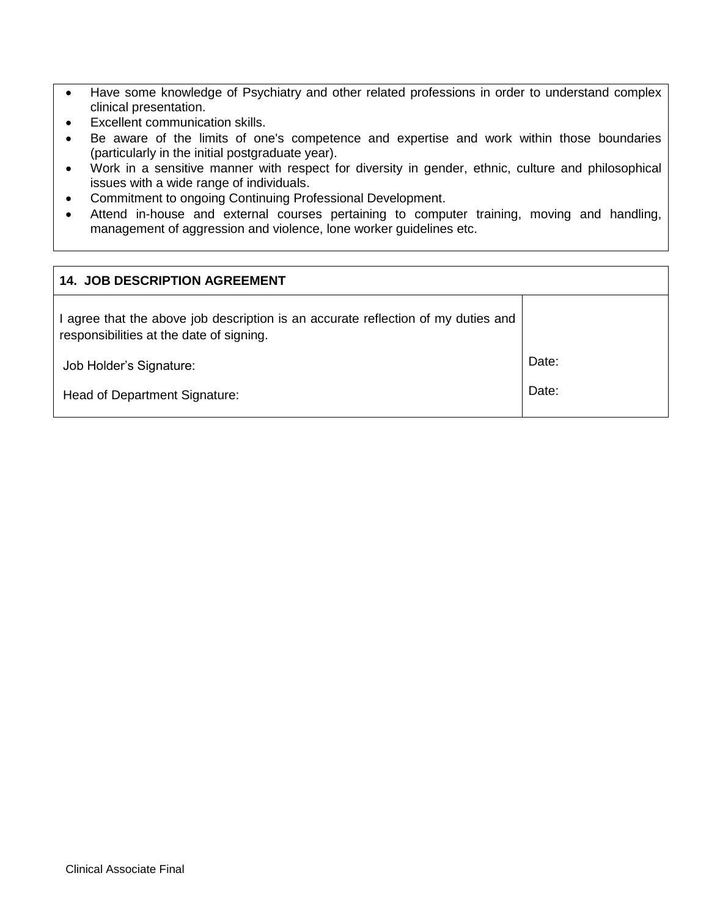- Have some knowledge of Psychiatry and other related professions in order to understand complex clinical presentation.
- Excellent communication skills.
- Be aware of the limits of one's competence and expertise and work within those boundaries (particularly in the initial postgraduate year).
- Work in a sensitive manner with respect for diversity in gender, ethnic, culture and philosophical issues with a wide range of individuals.
- Commitment to ongoing Continuing Professional Development.
- Attend in-house and external courses pertaining to computer training, moving and handling, management of aggression and violence, lone worker guidelines etc.

| **14. JOB DESCRIPTION AGREEMENT** | |
|---|---|
| I agree that the above job description is an accurate reflection of my duties and responsibilities at the date of signing. | |
| Job Holder's Signature: | Date: |
| Head of Department Signature: | Date: |